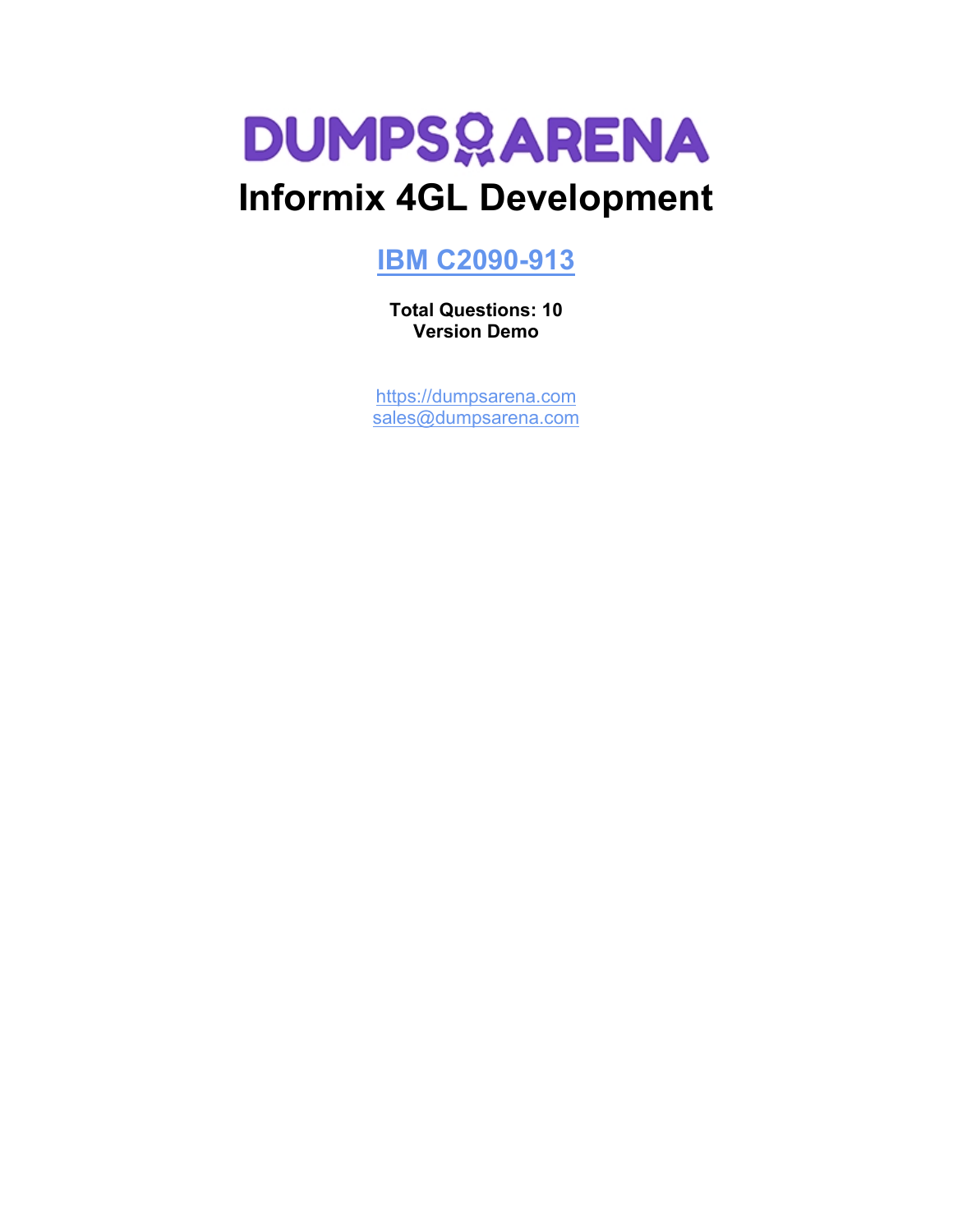# DUMPSARENA

# Informix 4GL Development

## [IBM C2090-913](https://dumpsarena.com)

**Total Questions: 10**
**Version Demo**

[https://dumpsarena.com](https://dumpsarena.com)
[sales@dumpsarena.com](mailto:sales@dumpsarena.com)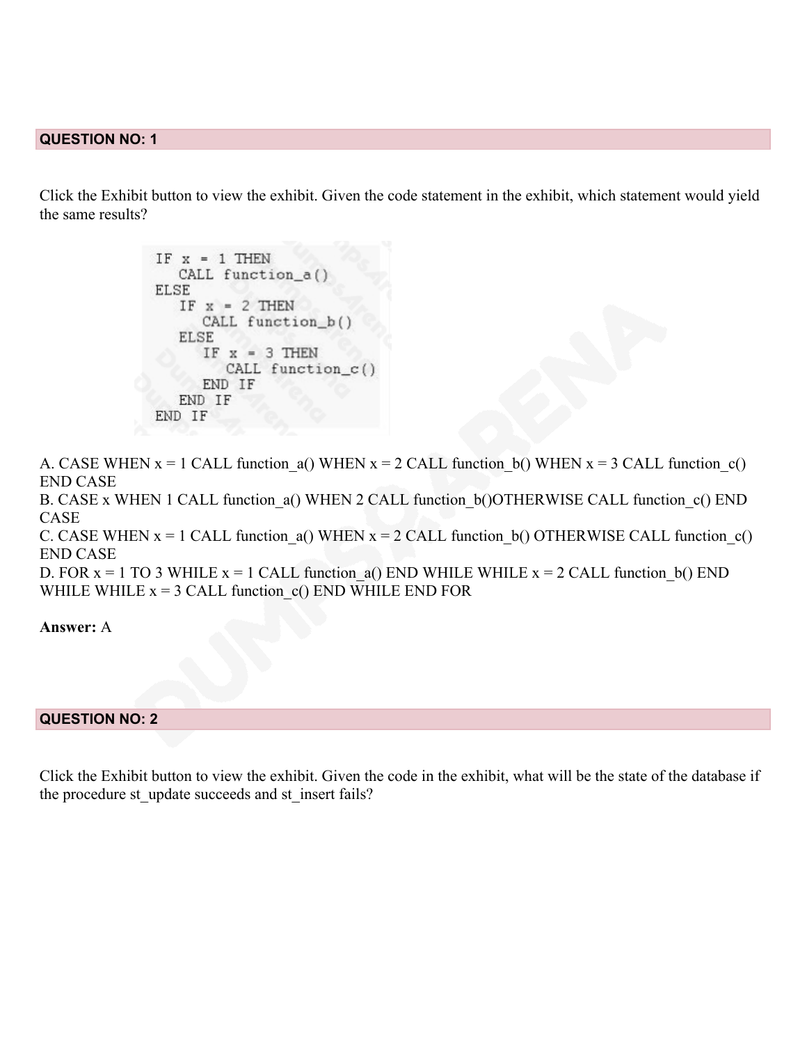**QUESTION NO: 1**

Click the Exhibit button to view the exhibit. Given the code statement in the exhibit, which statement would yield the same results?

```
IF x = 1 THEN
   CALL function_a()
ELSE
   IF x = 2 THEN
      CALL function_b()
   ELSE
      IF x = 3 THEN
         CALL function_c()
      END IF
   END IF
END IF
```

A. CASE WHEN x = 1 CALL function_a() WHEN x = 2 CALL function_b() WHEN x = 3 CALL function_c() END CASE
B. CASE x WHEN 1 CALL function_a() WHEN 2 CALL function_b()OTHERWISE CALL function_c() END CASE
C. CASE WHEN x = 1 CALL function_a() WHEN x = 2 CALL function_b() OTHERWISE CALL function_c() END CASE
D. FOR x = 1 TO 3 WHILE x = 1 CALL function_a() END WHILE WHILE x = 2 CALL function_b() END WHILE WHILE x = 3 CALL function_c() END WHILE END FOR

**Answer:** A

**QUESTION NO: 2**

Click the Exhibit button to view the exhibit. Given the code in the exhibit, what will be the state of the database if the procedure st_update succeeds and st_insert fails?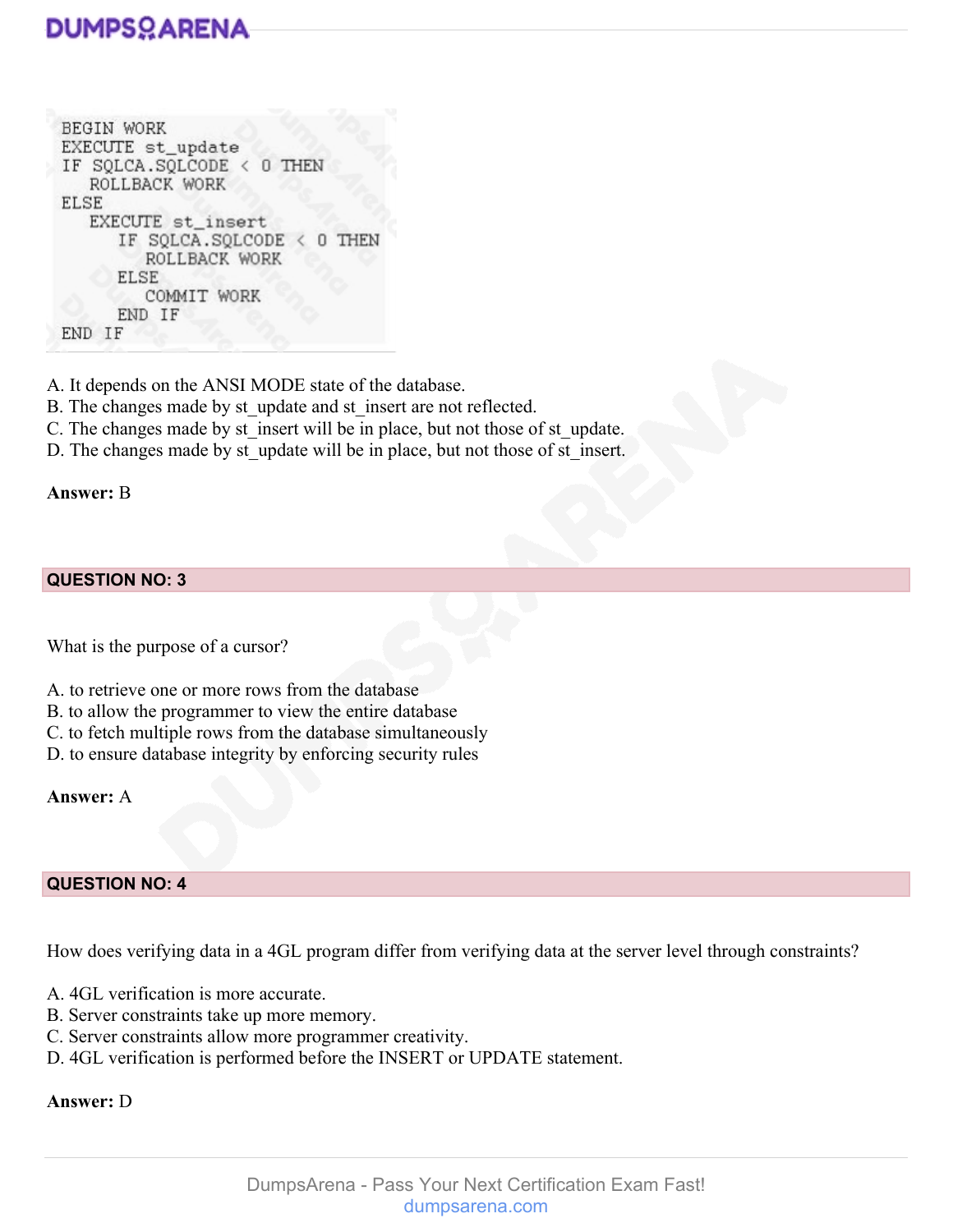```
BEGIN WORK
EXECUTE st_update
IF SQLCA.SQLCODE < 0 THEN
   ROLLBACK WORK
ELSE
   EXECUTE st_insert
      IF SQLCA.SQLCODE < 0 THEN
         ROLLBACK WORK
      ELSE
         COMMIT WORK
      END IF
END IF
```

A. It depends on the ANSI MODE state of the database.
B. The changes made by st_update and st_insert are not reflected.
C. The changes made by st_insert will be in place, but not those of st_update.
D. The changes made by st_update will be in place, but not those of st_insert.

**Answer:** B

## QUESTION NO: 3

What is the purpose of a cursor?

A. to retrieve one or more rows from the database
B. to allow the programmer to view the entire database
C. to fetch multiple rows from the database simultaneously
D. to ensure database integrity by enforcing security rules

**Answer:** A

## QUESTION NO: 4

How does verifying data in a 4GL program differ from verifying data at the server level through constraints?

A. 4GL verification is more accurate.
B. Server constraints take up more memory.
C. Server constraints allow more programmer creativity.
D. 4GL verification is performed before the INSERT or UPDATE statement.

**Answer:** D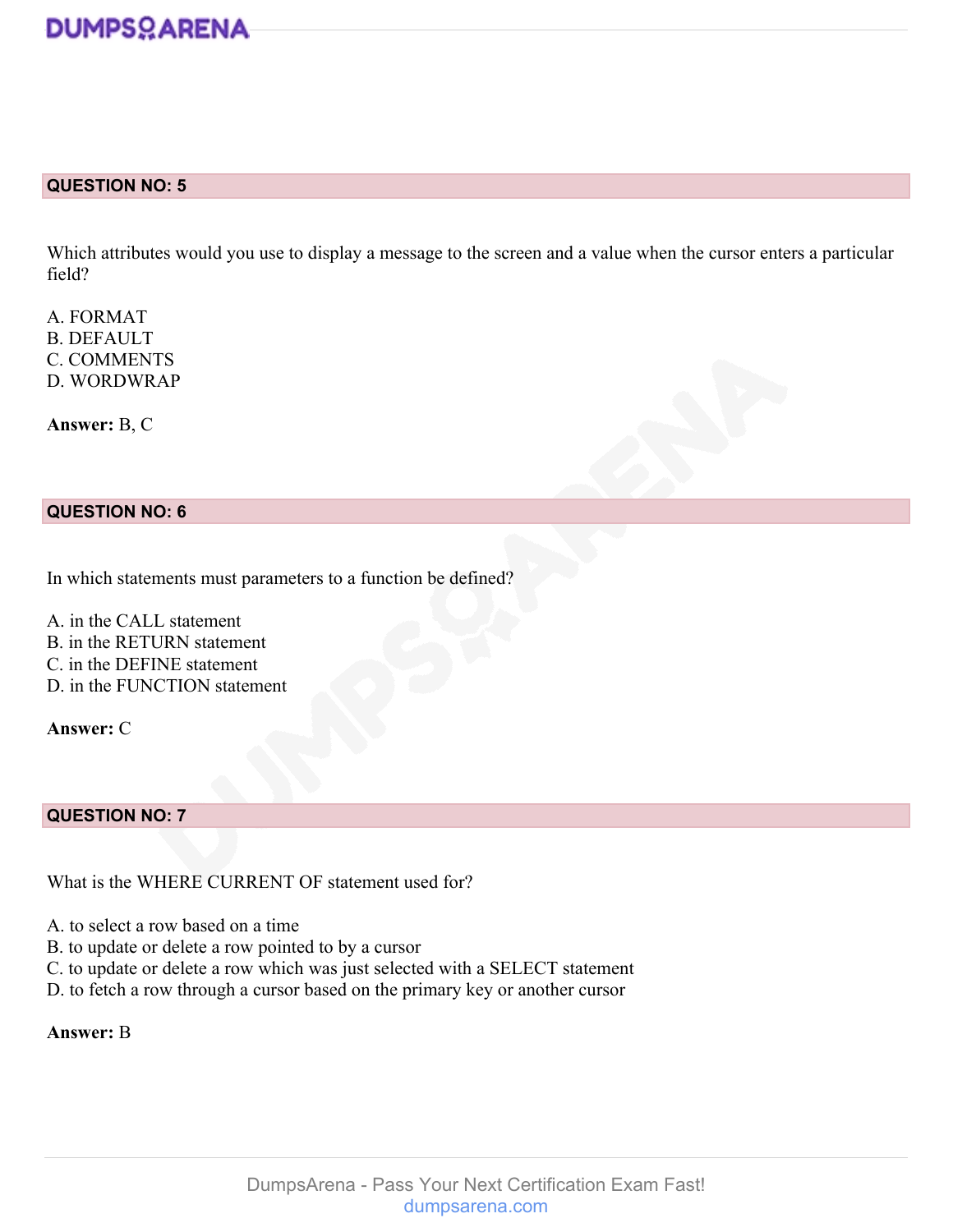## QUESTION NO: 5

Which attributes would you use to display a message to the screen and a value when the cursor enters a particular field?

A. FORMAT
B. DEFAULT
C. COMMENTS
D. WORDWRAP

**Answer:** B, C

## QUESTION NO: 6

In which statements must parameters to a function be defined?

A. in the CALL statement
B. in the RETURN statement
C. in the DEFINE statement
D. in the FUNCTION statement

**Answer:** C

## QUESTION NO: 7

What is the WHERE CURRENT OF statement used for?

A. to select a row based on a time
B. to update or delete a row pointed to by a cursor
C. to update or delete a row which was just selected with a SELECT statement
D. to fetch a row through a cursor based on the primary key or another cursor

**Answer:** B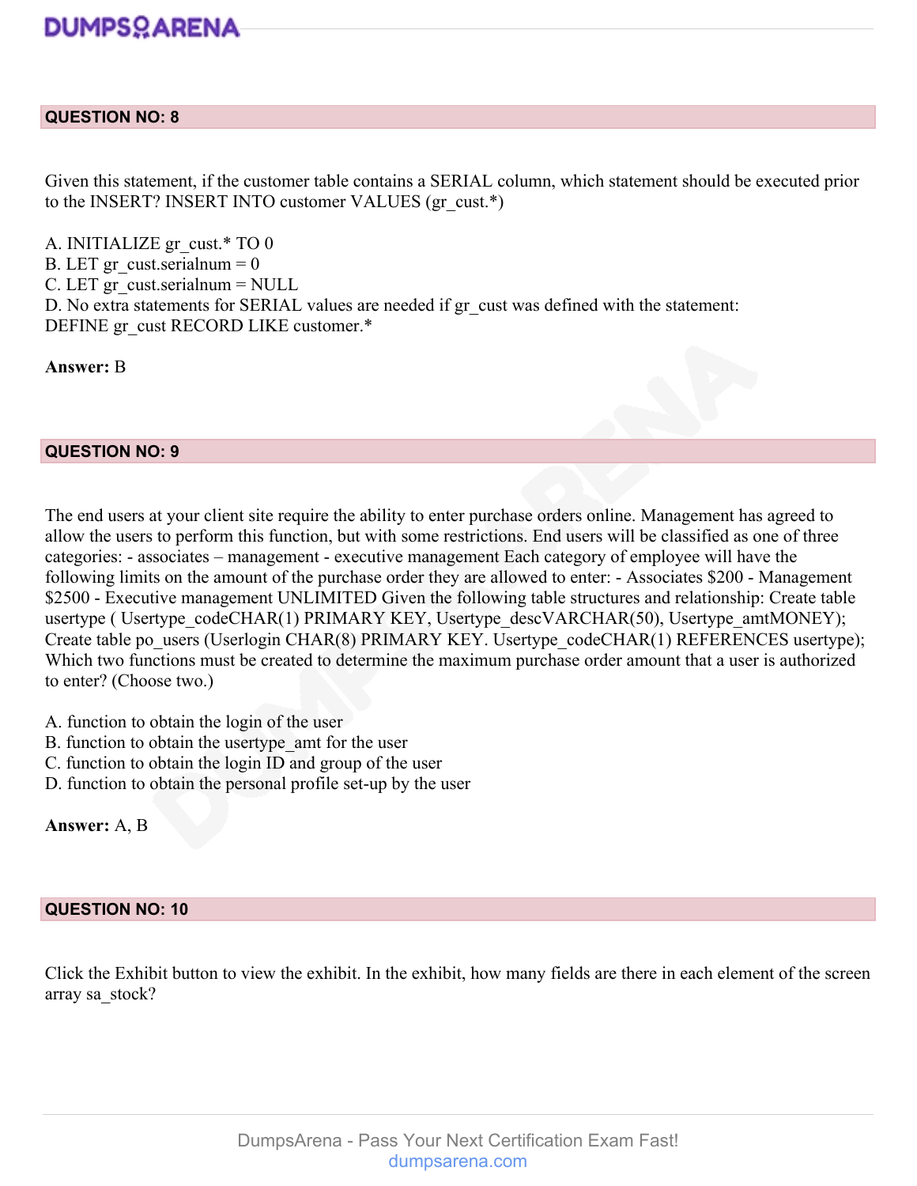## QUESTION NO: 8

Given this statement, if the customer table contains a SERIAL column, which statement should be executed prior to the INSERT? INSERT INTO customer VALUES (gr_cust.*)

A. INITIALIZE gr_cust.* TO 0
B. LET gr_cust.serialnum = 0
C. LET gr_cust.serialnum = NULL
D. No extra statements for SERIAL values are needed if gr_cust was defined with the statement: DEFINE gr_cust RECORD LIKE customer.*

**Answer:** B

## QUESTION NO: 9

The end users at your client site require the ability to enter purchase orders online. Management has agreed to allow the users to perform this function, but with some restrictions. End users will be classified as one of three categories: - associates – management - executive management Each category of employee will have the following limits on the amount of the purchase order they are allowed to enter: - Associates $200 - Management $2500 - Executive management UNLIMITED Given the following table structures and relationship: Create table usertype ( Usertype_codeCHAR(1) PRIMARY KEY, Usertype_descVARCHAR(50), Usertype_amtMONEY); Create table po_users (Userlogin CHAR(8) PRIMARY KEY. Usertype_codeCHAR(1) REFERENCES usertype); Which two functions must be created to determine the maximum purchase order amount that a user is authorized to enter? (Choose two.)

A. function to obtain the login of the user
B. function to obtain the usertype_amt for the user
C. function to obtain the login ID and group of the user
D. function to obtain the personal profile set-up by the user

**Answer:** A, B

## QUESTION NO: 10

Click the Exhibit button to view the exhibit. In the exhibit, how many fields are there in each element of the screen array sa_stock?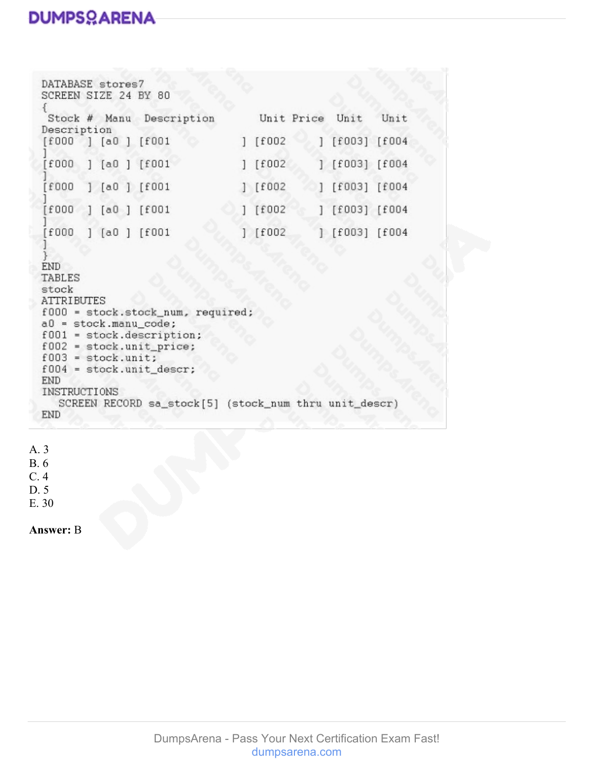```
DATABASE stores7
SCREEN SIZE 24 BY 80
{
 Stock #  Manu  Description        Unit Price  Unit   Unit
Description
[f000  ] [a0 ] [f001          ] [f002     ] [f003] [f004
]
[f000  ] [a0 ] [f001          ] [f002     ] [f003] [f004
]
[f000  ] [a0 ] [f001          ] [f002     ] [f003] [f004
]
[f000  ] [a0 ] [f001          ] [f002     ] [f003] [f004
]
[f000  ] [a0 ] [f001          ] [f002     ] [f003] [f004
]
}
END
TABLES
stock
ATTRIBUTES
f000 = stock.stock_num, required;
a0 = stock.manu_code;
f001 = stock.description;
f002 = stock.unit_price;
f003 = stock.unit;
f004 = stock.unit_descr;
END
INSTRUCTIONS
   SCREEN RECORD sa_stock[5] (stock_num thru unit_descr)
END
```

A. 3
B. 6
C. 4
D. 5
E. 30

**Answer:** B